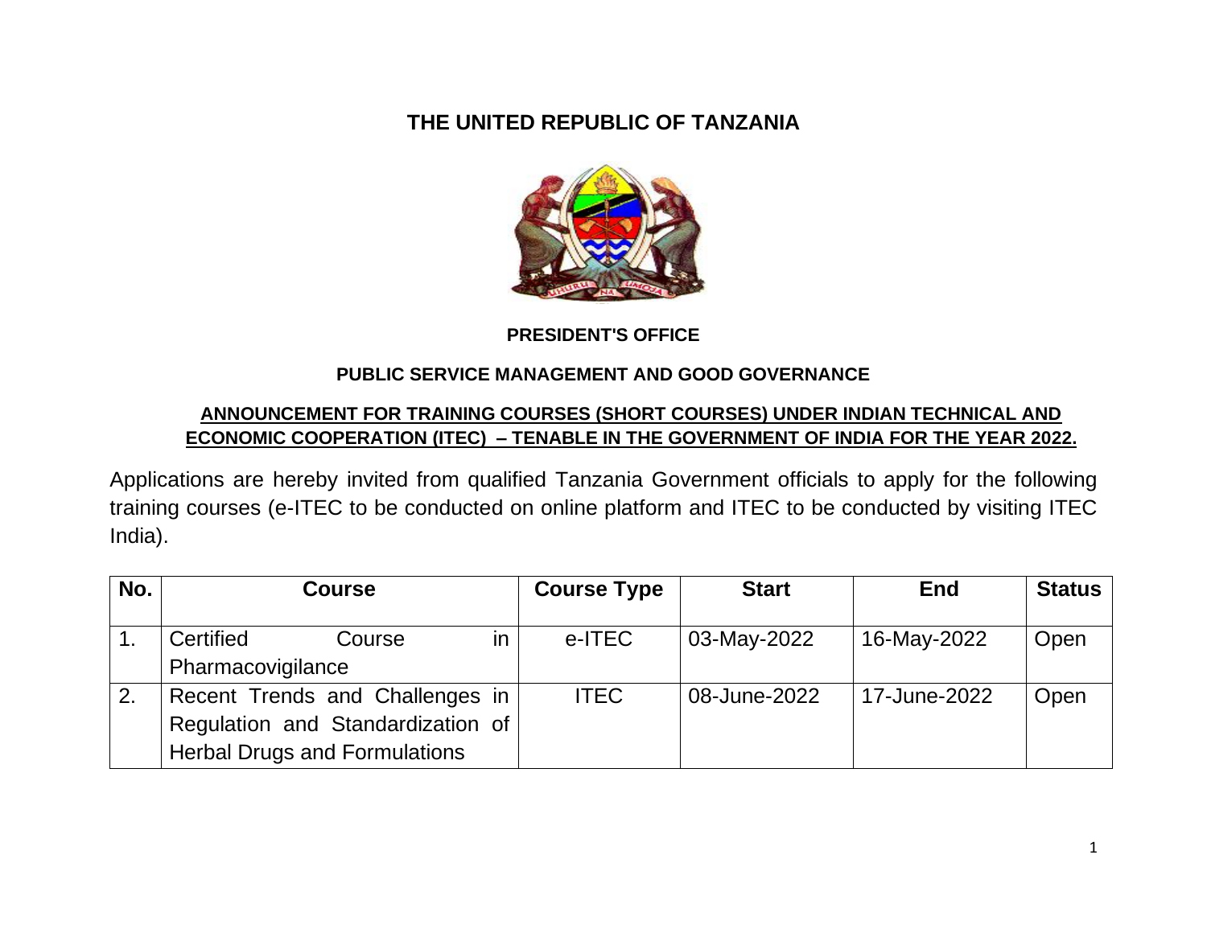# THE UNITED REPUBLIC OF TANZANIA

**PRESIDENT'S OFFICE**

**PUBLIC SERVICE MANAGEMENT AND GOOD GOVERNANCE**

**ANNOUNCEMENT FOR TRAINING COURSES (SHORT COURSES) UNDER INDIAN TECHNICAL AND ECONOMIC COOPERATION (ITEC) – TENABLE IN THE GOVERNMENT OF INDIA FOR THE YEAR 2022.**

Applications are hereby invited from qualified Tanzania Government officials to apply for the following training courses (e-ITEC to be conducted on online platform and ITEC to be conducted by visiting ITEC India).

| No. | Course | Course Type | Start | End | Status |
|---|---|---|---|---|---|
| 1. | Certified Course in Pharmacovigilance | e-ITEC | 03-May-2022 | 16-May-2022 | Open |
| 2. | Recent Trends and Challenges in Regulation and Standardization of Herbal Drugs and Formulations | ITEC | 08-June-2022 | 17-June-2022 | Open |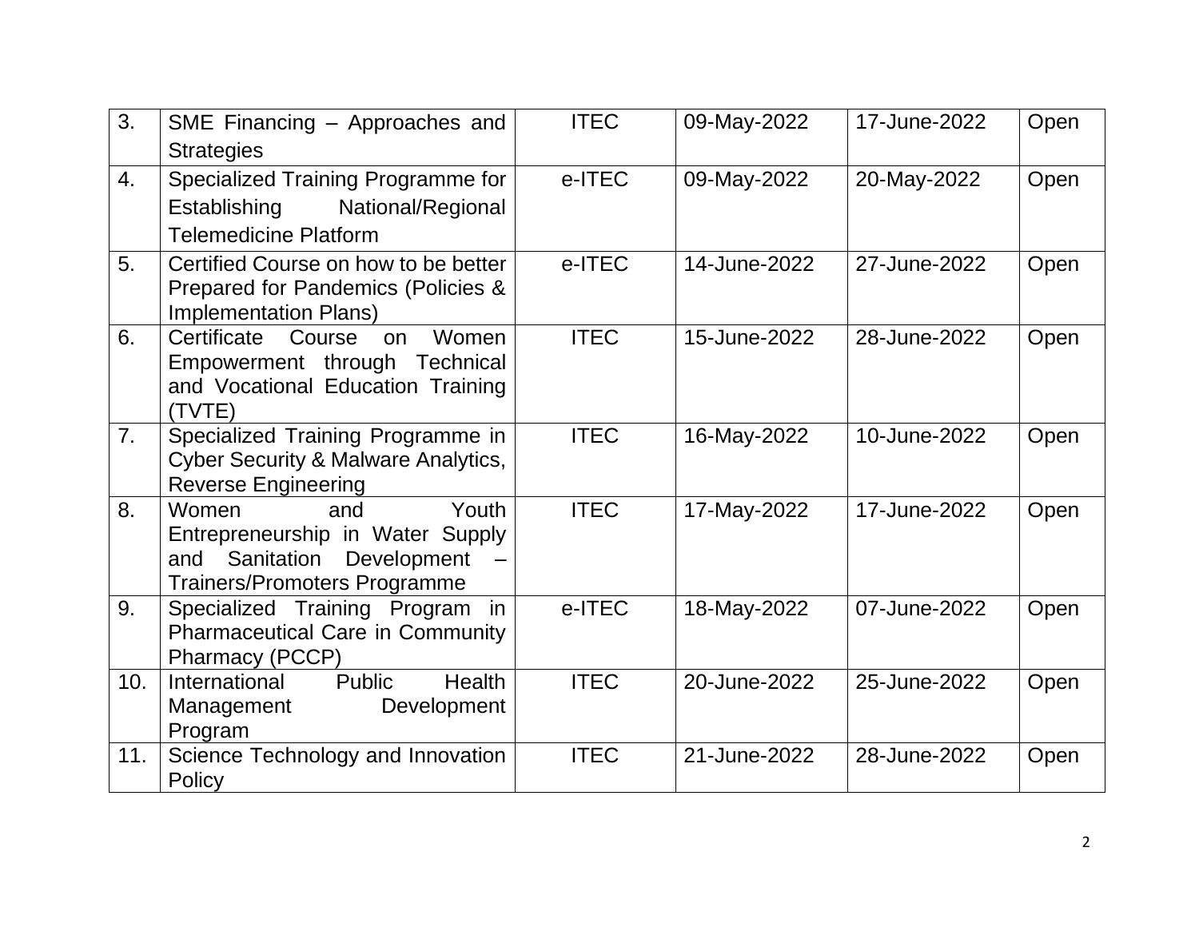| 3. | SME Financing – Approaches and Strategies | ITEC | 09-May-2022 | 17-June-2022 | Open |
|---|---|---|---|---|---|
| 4. | Specialized Training Programme for Establishing National/Regional Telemedicine Platform | e-ITEC | 09-May-2022 | 20-May-2022 | Open |
| 5. | Certified Course on how to be better Prepared for Pandemics (Policies & Implementation Plans) | e-ITEC | 14-June-2022 | 27-June-2022 | Open |
| 6. | Certificate Course on Women Empowerment through Technical and Vocational Education Training (TVTE) | ITEC | 15-June-2022 | 28-June-2022 | Open |
| 7. | Specialized Training Programme in Cyber Security & Malware Analytics, Reverse Engineering | ITEC | 16-May-2022 | 10-June-2022 | Open |
| 8. | Women and Youth Entrepreneurship in Water Supply and Sanitation Development – Trainers/Promoters Programme | ITEC | 17-May-2022 | 17-June-2022 | Open |
| 9. | Specialized Training Program in Pharmaceutical Care in Community Pharmacy (PCCP) | e-ITEC | 18-May-2022 | 07-June-2022 | Open |
| 10. | International Public Health Management Development Program | ITEC | 20-June-2022 | 25-June-2022 | Open |
| 11. | Science Technology and Innovation Policy | ITEC | 21-June-2022 | 28-June-2022 | Open |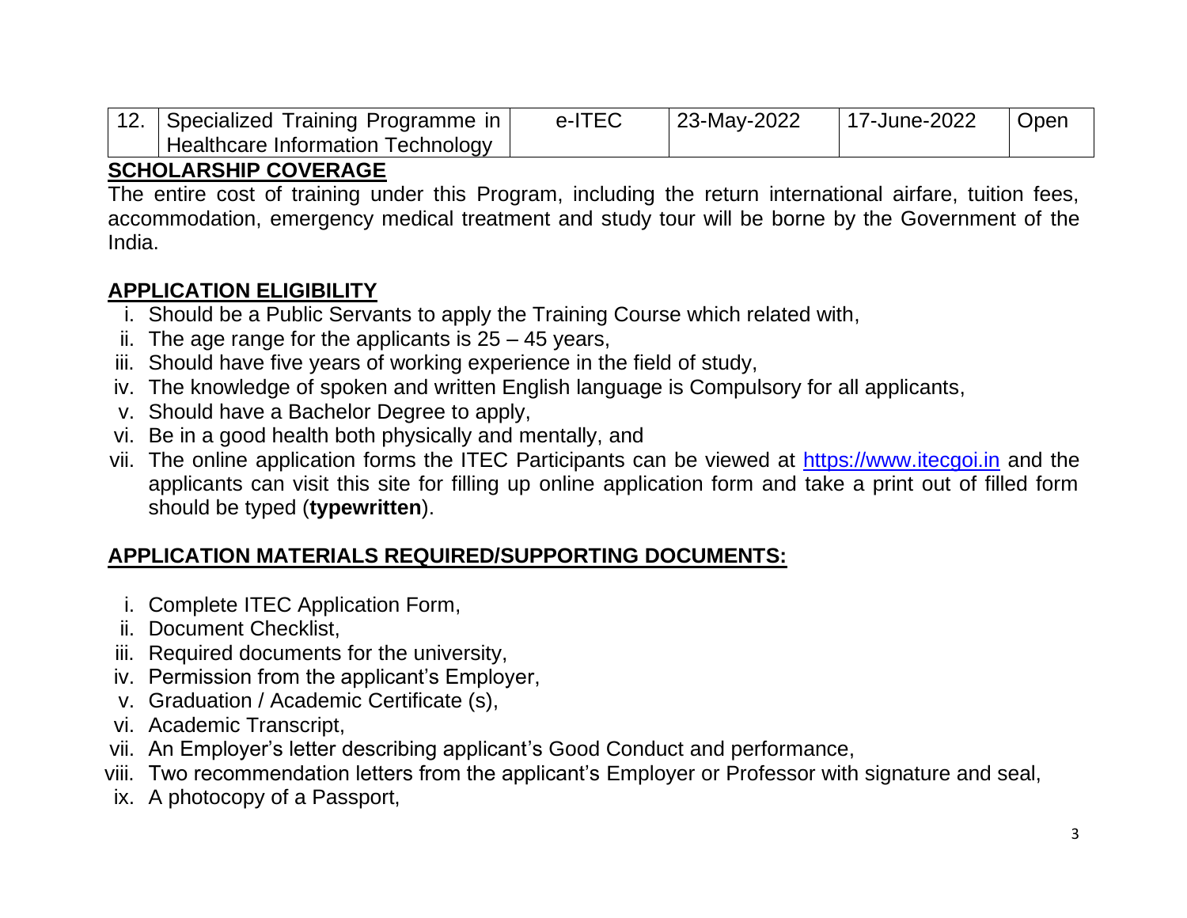| 12. | Specialized Training Programme in Healthcare Information Technology | e-ITEC | 23-May-2022 | 17-June-2022 | Open |
|---|---|---|---|---|---|

## SCHOLARSHIP COVERAGE

The entire cost of training under this Program, including the return international airfare, tuition fees, accommodation, emergency medical treatment and study tour will be borne by the Government of the India.

## APPLICATION ELIGIBILITY

i. Should be a Public Servants to apply the Training Course which related with,
ii. The age range for the applicants is 25 – 45 years,
iii. Should have five years of working experience in the field of study,
iv. The knowledge of spoken and written English language is Compulsory for all applicants,
v. Should have a Bachelor Degree to apply,
vi. Be in a good health both physically and mentally, and
vii. The online application forms the ITEC Participants can be viewed at https://www.itecgoi.in and the applicants can visit this site for filling up online application form and take a print out of filled form should be typed (**typewritten**).

## APPLICATION MATERIALS REQUIRED/SUPPORTING DOCUMENTS:

i. Complete ITEC Application Form,
ii. Document Checklist,
iii. Required documents for the university,
iv. Permission from the applicant's Employer,
v. Graduation / Academic Certificate (s),
vi. Academic Transcript,
vii. An Employer's letter describing applicant's Good Conduct and performance,
viii. Two recommendation letters from the applicant's Employer or Professor with signature and seal,
ix. A photocopy of a Passport,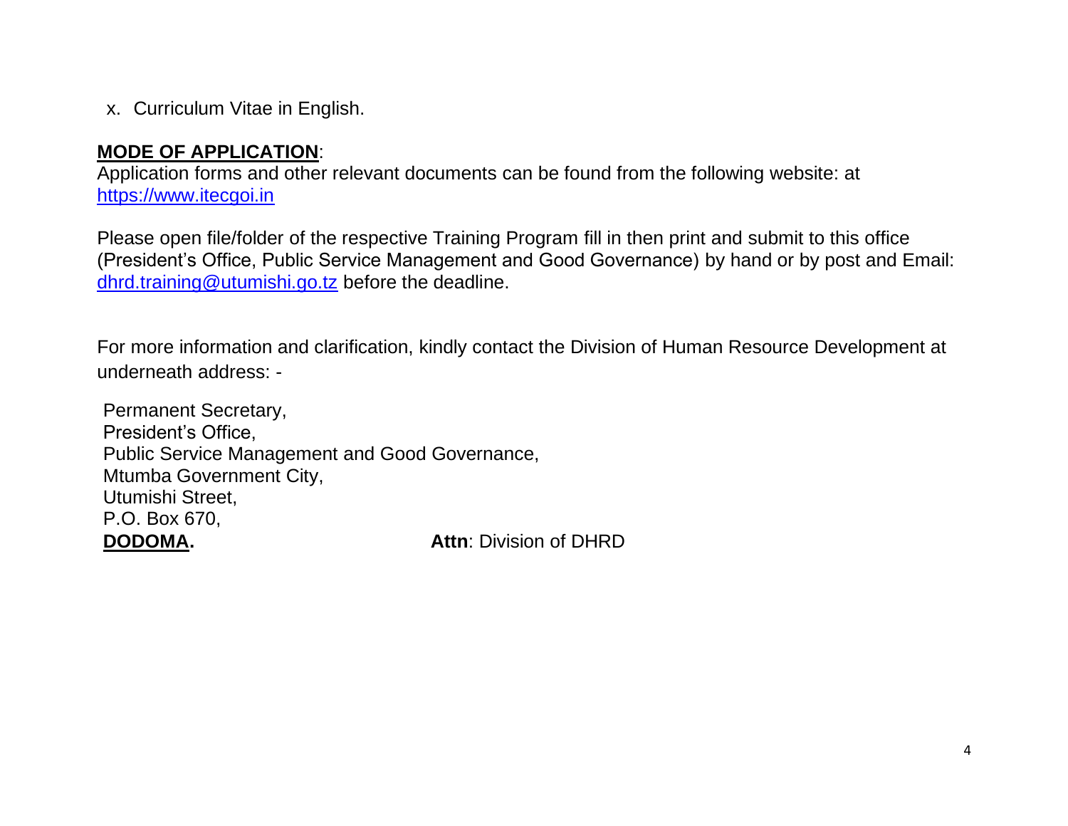x. Curriculum Vitae in English.

**MODE OF APPLICATION**:

Application forms and other relevant documents can be found from the following website: at https://www.itecgoi.in

Please open file/folder of the respective Training Program fill in then print and submit to this office (President's Office, Public Service Management and Good Governance) by hand or by post and Email: dhrd.training@utumishi.go.tz before the deadline.

For more information and clarification, kindly contact the Division of Human Resource Development at underneath address: -

Permanent Secretary,
President's Office,
Public Service Management and Good Governance,
Mtumba Government City,
Utumishi Street,
P.O. Box 670,
**DODOMA.**

**Attn**: Division of DHRD